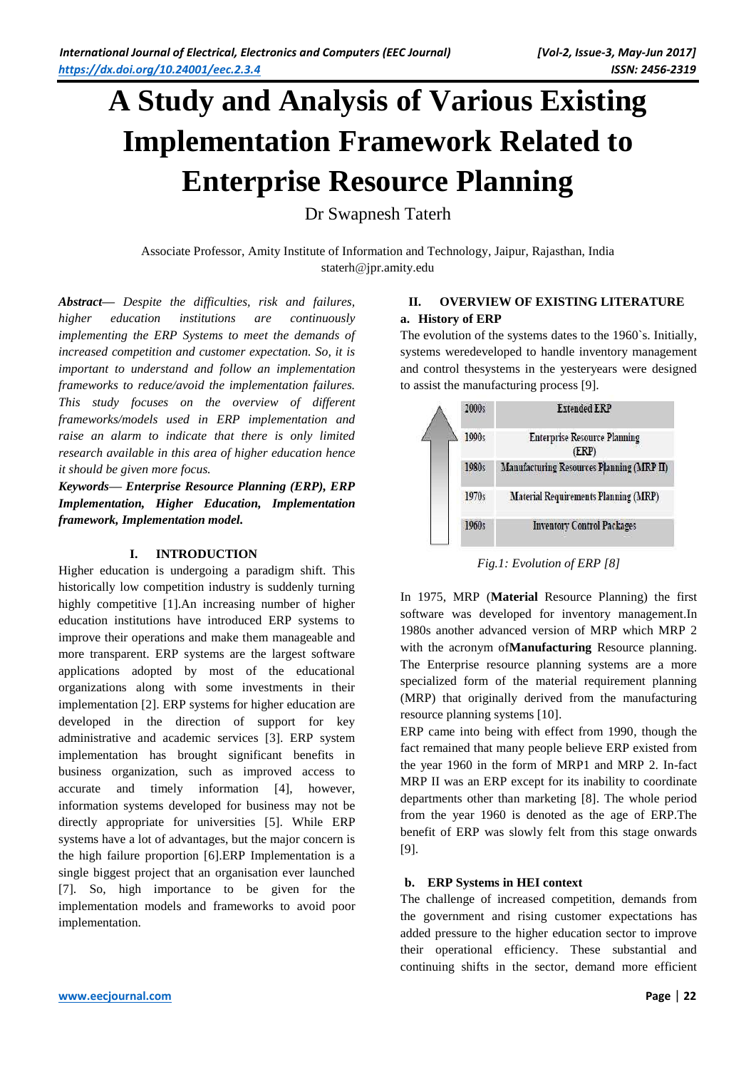# A Study and Analysis of Various Existing Implementation Framework Related to Enterprise Resource Planning

Dr Swapnesh Taterh

Associate Professor, Amity Institute of Information and Technology, Jaipur, Rajasthan, India
staterh@jpr.amity.edu

***Abstract***— *Despite the difficulties, risk and failures, higher education institutions are continuously implementing the ERP Systems to meet the demands of increased competition and customer expectation. So, it is important to understand and follow an implementation frameworks to reduce/avoid the implementation failures. This study focuses on the overview of different frameworks/models used in ERP implementation and raise an alarm to indicate that there is only limited research available in this area of higher education hence it should be given more focus.*

***Keywords— Enterprise Resource Planning (ERP), ERP Implementation, Higher Education, Implementation framework, Implementation model.***

## I. INTRODUCTION

Higher education is undergoing a paradigm shift. This historically low competition industry is suddenly turning highly competitive [1].An increasing number of higher education institutions have introduced ERP systems to improve their operations and make them manageable and more transparent. ERP systems are the largest software applications adopted by most of the educational organizations along with some investments in their implementation [2]. ERP systems for higher education are developed in the direction of support for key administrative and academic services [3]. ERP system implementation has brought significant benefits in business organization, such as improved access to accurate and timely information [4], however, information systems developed for business may not be directly appropriate for universities [5]. While ERP systems have a lot of advantages, but the major concern is the high failure proportion [6].ERP Implementation is a single biggest project that an organisation ever launched [7]. So, high importance to be given for the implementation models and frameworks to avoid poor implementation.

## II. OVERVIEW OF EXISTING LITERATURE

### a. History of ERP

The evolution of the systems dates to the 1960`s. Initially, systems weredeveloped to handle inventory management and control thesystems in the yesteryears were designed to assist the manufacturing process [9].

| | |
|---|---|
| 2000s | Extended ERP |
| 1990s | Enterprise Resource Planning (ERP) |
| 1980s | Manufacturing Resources Planning (MRP II) |
| 1970s | Material Requirements Planning (MRP) |
| 1960s | Inventory Control Packages |

*Fig.1: Evolution of ERP [8]*

In 1975, MRP (**Material** Resource Planning) the first software was developed for inventory management.In 1980s another advanced version of MRP which MRP 2 with the acronym of**Manufacturing** Resource planning. The Enterprise resource planning systems are a more specialized form of the material requirement planning (MRP) that originally derived from the manufacturing resource planning systems [10].

ERP came into being with effect from 1990, though the fact remained that many people believe ERP existed from the year 1960 in the form of MRP1 and MRP 2. In-fact MRP II was an ERP except for its inability to coordinate departments other than marketing [8]. The whole period from the year 1960 is denoted as the age of ERP.The benefit of ERP was slowly felt from this stage onwards [9].

### b. ERP Systems in HEI context

The challenge of increased competition, demands from the government and rising customer expectations has added pressure to the higher education sector to improve their operational efficiency. These substantial and continuing shifts in the sector, demand more efficient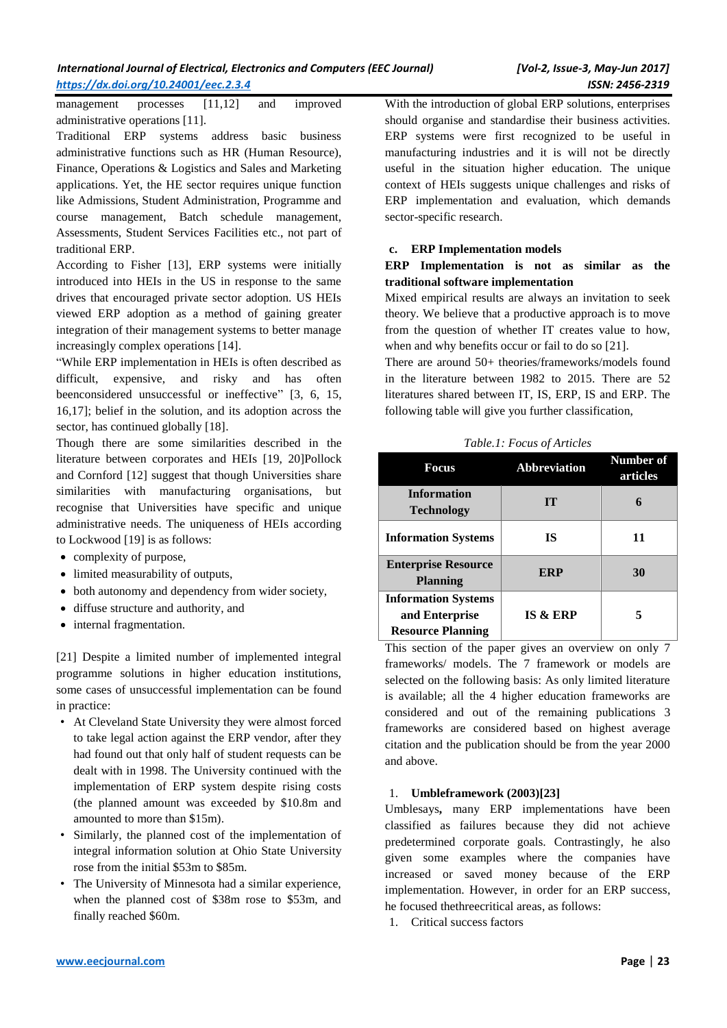management processes [11,12] and improved administrative operations [11].

Traditional ERP systems address basic business administrative functions such as HR (Human Resource), Finance, Operations & Logistics and Sales and Marketing applications. Yet, the HE sector requires unique function like Admissions, Student Administration, Programme and course management, Batch schedule management, Assessments, Student Services Facilities etc., not part of traditional ERP.

According to Fisher [13], ERP systems were initially introduced into HEIs in the US in response to the same drives that encouraged private sector adoption. US HEIs viewed ERP adoption as a method of gaining greater integration of their management systems to better manage increasingly complex operations [14].

"While ERP implementation in HEIs is often described as difficult, expensive, and risky and has often beenconsidered unsuccessful or ineffective" [3, 6, 15, 16,17]; belief in the solution, and its adoption across the sector, has continued globally [18].

Though there are some similarities described in the literature between corporates and HEIs [19, 20]Pollock and Cornford [12] suggest that though Universities share similarities with manufacturing organisations, but recognise that Universities have specific and unique administrative needs. The uniqueness of HEIs according to Lockwood [19] is as follows:

- complexity of purpose,
- limited measurability of outputs,
- both autonomy and dependency from wider society,
- diffuse structure and authority, and
- internal fragmentation.

[21] Despite a limited number of implemented integral programme solutions in higher education institutions, some cases of unsuccessful implementation can be found in practice:

- At Cleveland State University they were almost forced to take legal action against the ERP vendor, after they had found out that only half of student requests can be dealt with in 1998. The University continued with the implementation of ERP system despite rising costs (the planned amount was exceeded by $10.8m and amounted to more than $15m).
- Similarly, the planned cost of the implementation of integral information solution at Ohio State University rose from the initial $53m to $85m.
- The University of Minnesota had a similar experience, when the planned cost of $38m rose to $53m, and finally reached $60m.

With the introduction of global ERP solutions, enterprises should organise and standardise their business activities. ERP systems were first recognized to be useful in manufacturing industries and it is will not be directly useful in the situation higher education. The unique context of HEIs suggests unique challenges and risks of ERP implementation and evaluation, which demands sector-specific research.

### c. ERP Implementation models

**ERP Implementation is not as similar as the traditional software implementation**

Mixed empirical results are always an invitation to seek theory. We believe that a productive approach is to move from the question of whether IT creates value to how, when and why benefits occur or fail to do so [21].

There are around 50+ theories/frameworks/models found in the literature between 1982 to 2015. There are 52 literatures shared between IT, IS, ERP, IS and ERP. The following table will give you further classification,

*Table.1: Focus of Articles*

| Focus | Abbreviation | Number of articles |
|---|---|---|
| Information Technology | IT | 6 |
| Information Systems | IS | 11 |
| Enterprise Resource Planning | ERP | 30 |
| Information Systems and Enterprise Resource Planning | IS & ERP | 5 |

This section of the paper gives an overview on only 7 frameworks/ models. The 7 framework or models are selected on the following basis: As only limited literature is available; all the 4 higher education frameworks are considered and out of the remaining publications 3 frameworks are considered based on highest average citation and the publication should be from the year 2000 and above.

#### 1. Umbleframework (2003)[23]

Umblesays**,** many ERP implementations have been classified as failures because they did not achieve predetermined corporate goals. Contrastingly, he also given some examples where the companies have increased or saved money because of the ERP implementation. However, in order for an ERP success, he focused thethreecritical areas, as follows:

1. Critical success factors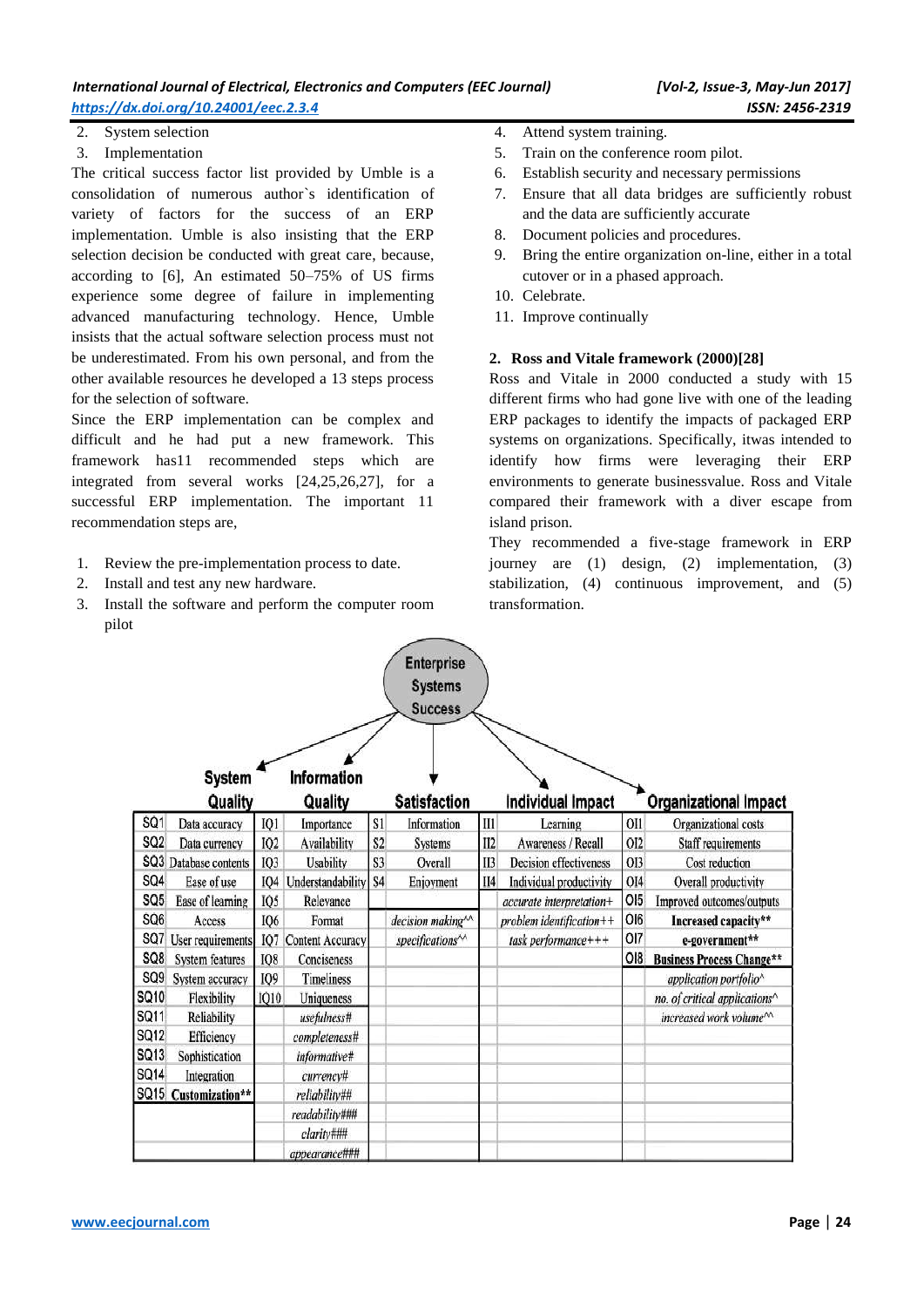2. System selection
3. Implementation

The critical success factor list provided by Umble is a consolidation of numerous author`s identification of variety of factors for the success of an ERP implementation. Umble is also insisting that the ERP selection decision be conducted with great care, because, according to [6], An estimated 50–75% of US firms experience some degree of failure in implementing advanced manufacturing technology. Hence, Umble insists that the actual software selection process must not be underestimated. From his own personal, and from the other available resources he developed a 13 steps process for the selection of software.

Since the ERP implementation can be complex and difficult and he had put a new framework. This framework has11 recommended steps which are integrated from several works [24,25,26,27], for a successful ERP implementation. The important 11 recommendation steps are,

1. Review the pre-implementation process to date.
2. Install and test any new hardware.
3. Install the software and perform the computer room pilot
4. Attend system training.
5. Train on the conference room pilot.
6. Establish security and necessary permissions
7. Ensure that all data bridges are sufficiently robust and the data are sufficiently accurate
8. Document policies and procedures.
9. Bring the entire organization on-line, either in a total cutover or in a phased approach.
10. Celebrate.
11. Improve continually

**2. Ross and Vitale framework (2000)[28]**

Ross and Vitale in 2000 conducted a study with 15 different firms who had gone live with one of the leading ERP packages to identify the impacts of packaged ERP systems on organizations. Specifically, itwas intended to identify how firms were leveraging their ERP environments to generate businessvalue. Ross and Vitale compared their framework with a diver escape from island prison.

They recommended a five-stage framework in ERP journey are (1) design, (2) implementation, (3) stabilization, (4) continuous improvement, and (5) transformation.

Enterprise Systems Success

| | System Quality | | Information Quality | | Satisfaction | | Individual Impact | | Organizational Impact |
|---|---|---|---|---|---|---|---|---|---|
| SQ1 | Data accuracy | IQ1 | Importance | S1 | Information | II1 | Learning | OI1 | Organizational costs |
| SQ2 | Data currency | IQ2 | Availability | S2 | Systems | II2 | Awareness / Recall | OI2 | Staff requirements |
| SQ3 | Database contents | IQ3 | Usability | S3 | Overall | II3 | Decision effectiveness | OI3 | Cost reduction |
| SQ4 | Ease of use | IQ4 | Understandability | S4 | Enjoyment | II4 | Individual productivity | OI4 | Overall productivity |
| SQ5 | Ease of learning | IQ5 | Relevance | | | | *accurate interpretation+* | OI5 | Improved outcomes/outputs |
| SQ6 | Access | IQ6 | Format | | *decision making^^* | | *problem identification++* | OI6 | **Increased capacity**** |
| SQ7 | User requirements | IQ7 | Content Accuracy | | *specifications^^* | | *task performance+++* | OI7 | **e-government**** |
| SQ8 | System features | IQ8 | Conciseness | | | | | OI8 | **Business Process Change**** |
| SQ9 | System accuracy | IQ9 | Timeliness | | | | | | *application portfolio^* |
| SQ10 | Flexibility | IQ10 | Uniqueness | | | | | | *no. of critical applications^* |
| SQ11 | Reliability | | *usefulness#* | | | | | | *increased work volume^^* |
| SQ12 | Efficiency | | *completeness#* | | | | | | |
| SQ13 | Sophistication | | *informative#* | | | | | | |
| SQ14 | Integration | | *currency#* | | | | | | |
| SQ15 | **Customization**** | | *reliability##* | | | | | | |
| | | | *readability###* | | | | | | |
| | | | *clarity###* | | | | | | |
| | | | *appearance###* | | | | | | |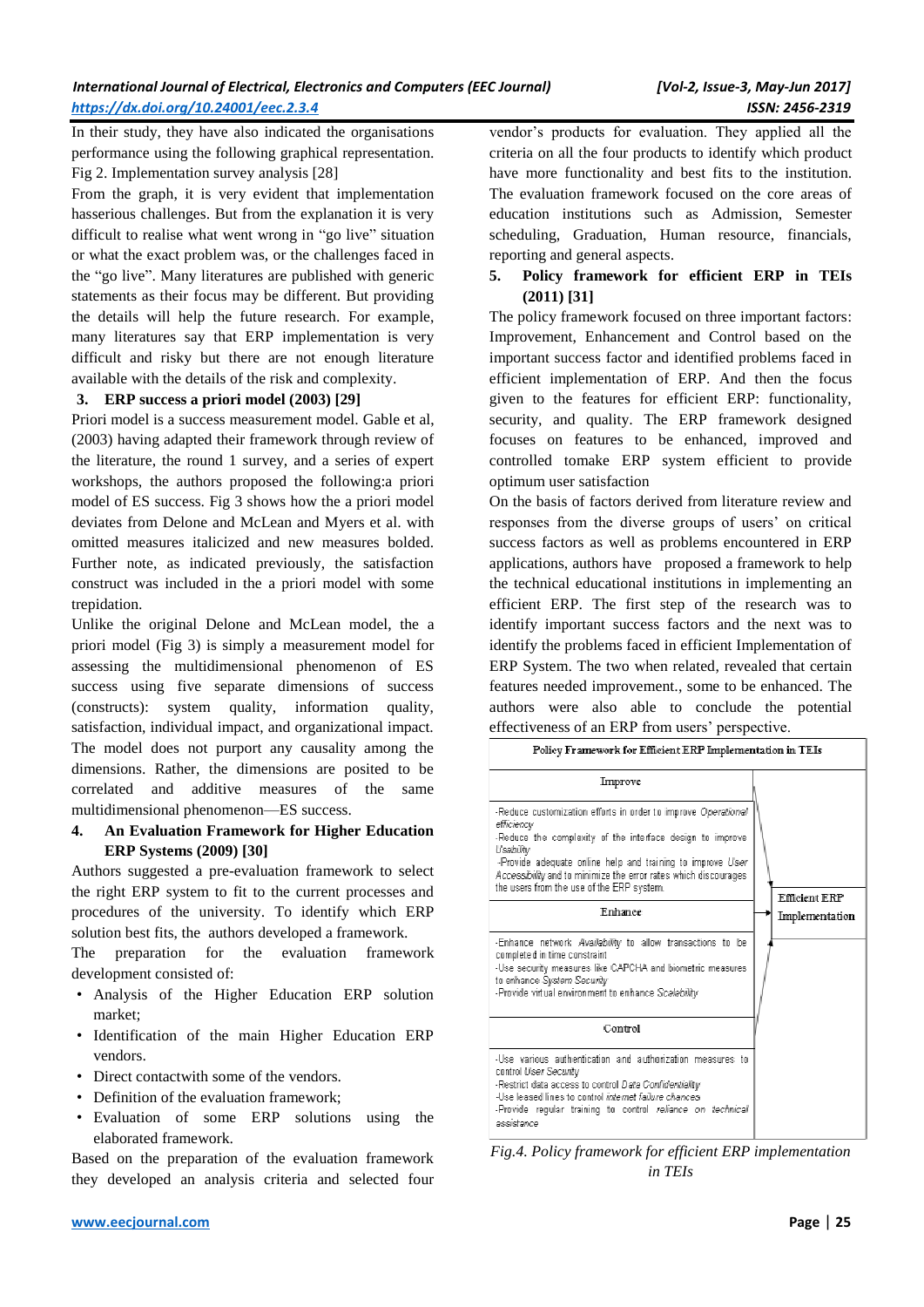In their study, they have also indicated the organisations performance using the following graphical representation. Fig 2. Implementation survey analysis [28]

From the graph, it is very evident that implementation hasserious challenges. But from the explanation it is very difficult to realise what went wrong in "go live" situation or what the exact problem was, or the challenges faced in the "go live". Many literatures are published with generic statements as their focus may be different. But providing the details will help the future research. For example, many literatures say that ERP implementation is very difficult and risky but there are not enough literature available with the details of the risk and complexity.

### 3. ERP success a priori model (2003) [29]

Priori model is a success measurement model. Gable et al, (2003) having adapted their framework through review of the literature, the round 1 survey, and a series of expert workshops, the authors proposed the following:a priori model of ES success. Fig 3 shows how the a priori model deviates from Delone and McLean and Myers et al. with omitted measures italicized and new measures bolded. Further note, as indicated previously, the satisfaction construct was included in the a priori model with some trepidation.

Unlike the original Delone and McLean model, the a priori model (Fig 3) is simply a measurement model for assessing the multidimensional phenomenon of ES success using five separate dimensions of success (constructs): system quality, information quality, satisfaction, individual impact, and organizational impact. The model does not purport any causality among the dimensions. Rather, the dimensions are posited to be correlated and additive measures of the same multidimensional phenomenon—ES success.

### 4. An Evaluation Framework for Higher Education ERP Systems (2009) [30]

Authors suggested a pre-evaluation framework to select the right ERP system to fit to the current processes and procedures of the university. To identify which ERP solution best fits, the authors developed a framework.

The preparation for the evaluation framework development consisted of:

- Analysis of the Higher Education ERP solution market;
- Identification of the main Higher Education ERP vendors.
- Direct contactwith some of the vendors.
- Definition of the evaluation framework;
- Evaluation of some ERP solutions using the elaborated framework.

Based on the preparation of the evaluation framework they developed an analysis criteria and selected four vendor's products for evaluation. They applied all the criteria on all the four products to identify which product have more functionality and best fits to the institution. The evaluation framework focused on the core areas of education institutions such as Admission, Semester scheduling, Graduation, Human resource, financials, reporting and general aspects.

### 5. Policy framework for efficient ERP in TEIs (2011) [31]

The policy framework focused on three important factors: Improvement, Enhancement and Control based on the important success factor and identified problems faced in efficient implementation of ERP. And then the focus given to the features for efficient ERP: functionality, security, and quality. The ERP framework designed focuses on features to be enhanced, improved and controlled tomake ERP system efficient to provide optimum user satisfaction

On the basis of factors derived from literature review and responses from the diverse groups of users' on critical success factors as well as problems encountered in ERP applications, authors have proposed a framework to help the technical educational institutions in implementing an efficient ERP. The first step of the research was to identify important success factors and the next was to identify the problems faced in efficient Implementation of ERP System. The two when related, revealed that certain features needed improvement., some to be enhanced. The authors were also able to conclude the potential effectiveness of an ERP from users' perspective.

| Policy Framework for Efficient ERP Implementation in TEIs | |
|---|---|
| **Improve** | |
| -Reduce customization efforts in order to improve *Operational efficiency*<br>-Reduce the complexity of the interface design to improve *Usability*<br>-Provide adequate online help and training to improve *User Accessibility* and to minimize the error rates which discourages the users from the use of the ERP system. | Efficient ERP Implementation |
| **Enhance** | |
| -Enhance network *Availability* to allow transactions to be completed in time constraint<br>-Use security measures like CAPCHA and biometric measures to enhance *System Security*<br>-Provide virtual environment to enhance *Scalability* | |
| **Control** | |
| -Use various authentication and authorization measures to control *User Security*<br>-Restrict data access to control *Data Confidentiality*<br>-Use leased lines to control *internet failure chances*<br>-Provide regular training to control *reliance on technical assistance* | |

*Fig.4. Policy framework for efficient ERP implementation in TEIs*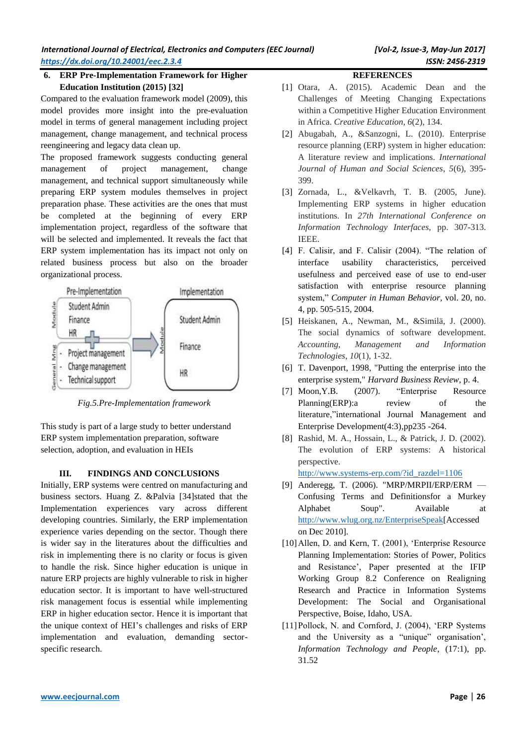### 6. ERP Pre-Implementation Framework for Higher Education Institution (2015) [32]

Compared to the evaluation framework model (2009), this model provides more insight into the pre-evaluation model in terms of general management including project management, change management, and technical process reengineering and legacy data clean up.

The proposed framework suggests conducting general management of project management, change management, and technical support simultaneously while preparing ERP system modules themselves in project preparation phase. These activities are the ones that must be completed at the beginning of every ERP implementation project, regardless of the software that will be selected and implemented. It reveals the fact that ERP system implementation has its impact not only on related business process but also on the broader organizational process.

Pre-Implementation

Module: Student Admin, Finance, HR

General Mng: - Project management - Change management - Technical support

Implementation

Module: Student Admin, Finance, HR

*Fig.5.Pre-Implementation framework*

This study is part of a large study to better understand ERP system implementation preparation, software selection, adoption, and evaluation in HEIs

## III. FINDINGS AND CONCLUSIONS

Initially, ERP systems were centred on manufacturing and business sectors. Huang Z. &Palvia [34]stated that the Implementation experiences vary across different developing countries. Similarly, the ERP implementation experience varies depending on the sector. Though there is wider say in the literatures about the difficulties and risk in implementing there is no clarity or focus is given to handle the risk. Since higher education is unique in nature ERP projects are highly vulnerable to risk in higher education sector. It is important to have well-structured risk management focus is essential while implementing ERP in higher education sector. Hence it is important that the unique context of HEI's challenges and risks of ERP implementation and evaluation, demanding sector-specific research.

## REFERENCES

[1] Otara, A. (2015). Academic Dean and the Challenges of Meeting Changing Expectations within a Competitive Higher Education Environment in Africa. *Creative Education*, *6*(2), 134.

[2] Abugabah, A., &Sanzogni, L. (2010). Enterprise resource planning (ERP) system in higher education: A literature review and implications. *International Journal of Human and Social Sciences*, *5*(6), 395-399.

[3] Zornada, L., &Velkavrh, T. B. (2005, June). Implementing ERP systems in higher education institutions. In *27th International Conference on Information Technology Interfaces*, pp. 307-313. IEEE.

[4] F. Calisir, and F. Calisir (2004). "The relation of interface usability characteristics, perceived usefulness and perceived ease of use to end-user satisfaction with enterprise resource planning system," *Computer in Human Behavior*, vol. 20, no. 4, pp. 505-515, 2004.

[5] Heiskanen, A., Newman, M., &Similä, J. (2000). The social dynamics of software development. *Accounting, Management and Information Technologies*, *10*(1), 1-32.

[6] T. Davenport, 1998, "Putting the enterprise into the enterprise system," *Harvard Business Review*, p. 4.

[7] Moon,Y.B. (2007). "Enterprise Resource Planning(ERP):a review of the literature,"international Journal Management and Enterprise Development(4:3),pp235 -264.

[8] Rashid, M. A., Hossain, L., & Patrick, J. D. (2002). The evolution of ERP systems: A historical perspective. http://www.systems-erp.com/?id_razdel=1106

[9] Anderegg, T. (2006). "MRP/MRPII/ERP/ERM — Confusing Terms and Definitionsfor a Murkey Alphabet Soup". Available at http://www.wlug.org.nz/EnterpriseSpeak[Accessed on Dec 2010].

[10] Allen, D. and Kern, T. (2001), 'Enterprise Resource Planning Implementation: Stories of Power, Politics and Resistance', Paper presented at the IFIP Working Group 8.2 Conference on Realigning Research and Practice in Information Systems Development: The Social and Organisational Perspective, Boise, Idaho, USA.

[11] Pollock, N. and Cornford, J. (2004), 'ERP Systems and the University as a "unique" organisation', *Information Technology and People*, (17:1), pp. 31.52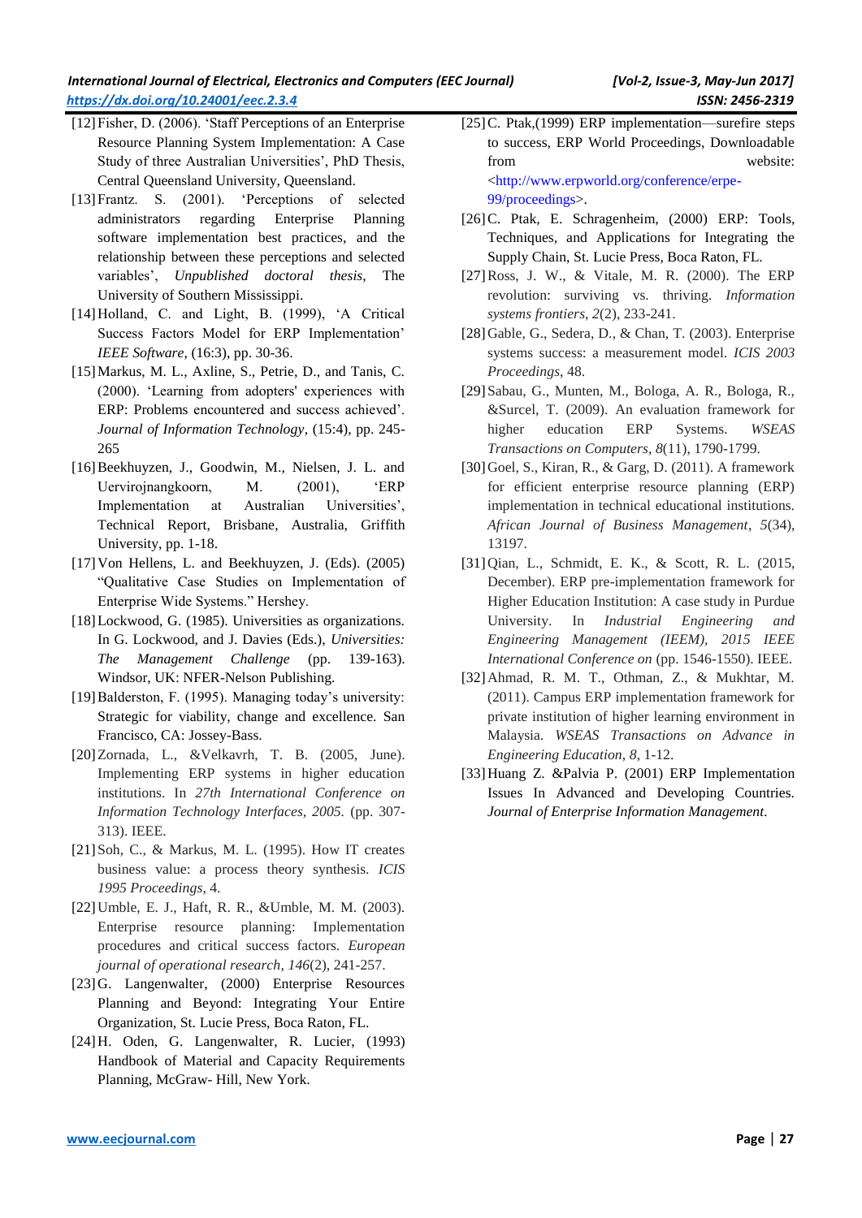[12] Fisher, D. (2006). 'Staff Perceptions of an Enterprise Resource Planning System Implementation: A Case Study of three Australian Universities', PhD Thesis, Central Queensland University, Queensland.

[13] Frantz. S. (2001). 'Perceptions of selected administrators regarding Enterprise Planning software implementation best practices, and the relationship between these perceptions and selected variables', *Unpublished doctoral thesis*, The University of Southern Mississippi.

[14] Holland, C. and Light, B. (1999), 'A Critical Success Factors Model for ERP Implementation' *IEEE Software*, (16:3), pp. 30-36.

[15] Markus, M. L., Axline, S., Petrie, D., and Tanis, C. (2000). 'Learning from adopters' experiences with ERP: Problems encountered and success achieved'. *Journal of Information Technology*, (15:4), pp. 245-265

[16] Beekhuyzen, J., Goodwin, M., Nielsen, J. L. and Uervirojnangkoorn, M. (2001), 'ERP Implementation at Australian Universities', Technical Report, Brisbane, Australia, Griffith University, pp. 1-18.

[17] Von Hellens, L. and Beekhuyzen, J. (Eds). (2005) "Qualitative Case Studies on Implementation of Enterprise Wide Systems." Hershey.

[18] Lockwood, G. (1985). Universities as organizations. In G. Lockwood, and J. Davies (Eds.), *Universities: The Management Challenge* (pp. 139-163). Windsor, UK: NFER-Nelson Publishing.

[19] Balderston, F. (1995). Managing today's university: Strategic for viability, change and excellence. San Francisco, CA: Jossey-Bass.

[20] Zornada, L., &Velkavrh, T. B. (2005, June). Implementing ERP systems in higher education institutions. In *27th International Conference on Information Technology Interfaces, 2005.* (pp. 307-313). IEEE.

[21] Soh, C., & Markus, M. L. (1995). How IT creates business value: a process theory synthesis. *ICIS 1995 Proceedings*, 4.

[22] Umble, E. J., Haft, R. R., &Umble, M. M. (2003). Enterprise resource planning: Implementation procedures and critical success factors. *European journal of operational research*, *146*(2), 241-257.

[23] G. Langenwalter, (2000) Enterprise Resources Planning and Beyond: Integrating Your Entire Organization, St. Lucie Press, Boca Raton, FL.

[24] H. Oden, G. Langenwalter, R. Lucier, (1993) Handbook of Material and Capacity Requirements Planning, McGraw- Hill, New York.

[25] C. Ptak,(1999) ERP implementation—surefire steps to success, ERP World Proceedings, Downloadable from website: <http://www.erpworld.org/conference/erpe-99/proceedings>.

[26] C. Ptak, E. Schragenheim, (2000) ERP: Tools, Techniques, and Applications for Integrating the Supply Chain, St. Lucie Press, Boca Raton, FL.

[27] Ross, J. W., & Vitale, M. R. (2000). The ERP revolution: surviving vs. thriving. *Information systems frontiers*, *2*(2), 233-241.

[28] Gable, G., Sedera, D., & Chan, T. (2003). Enterprise systems success: a measurement model. *ICIS 2003 Proceedings*, 48.

[29] Sabau, G., Munten, M., Bologa, A. R., Bologa, R., &Surcel, T. (2009). An evaluation framework for higher education ERP Systems. *WSEAS Transactions on Computers*, *8*(11), 1790-1799.

[30] Goel, S., Kiran, R., & Garg, D. (2011). A framework for efficient enterprise resource planning (ERP) implementation in technical educational institutions. *African Journal of Business Management*, *5*(34), 13197.

[31] Qian, L., Schmidt, E. K., & Scott, R. L. (2015, December). ERP pre-implementation framework for Higher Education Institution: A case study in Purdue University. In *Industrial Engineering and Engineering Management (IEEM), 2015 IEEE International Conference on* (pp. 1546-1550). IEEE.

[32] Ahmad, R. M. T., Othman, Z., & Mukhtar, M. (2011). Campus ERP implementation framework for private institution of higher learning environment in Malaysia. *WSEAS Transactions on Advance in Engineering Education*, *8*, 1-12.

[33] Huang Z. &Palvia P. (2001) ERP Implementation Issues In Advanced and Developing Countries. *Journal of Enterprise Information Management.*